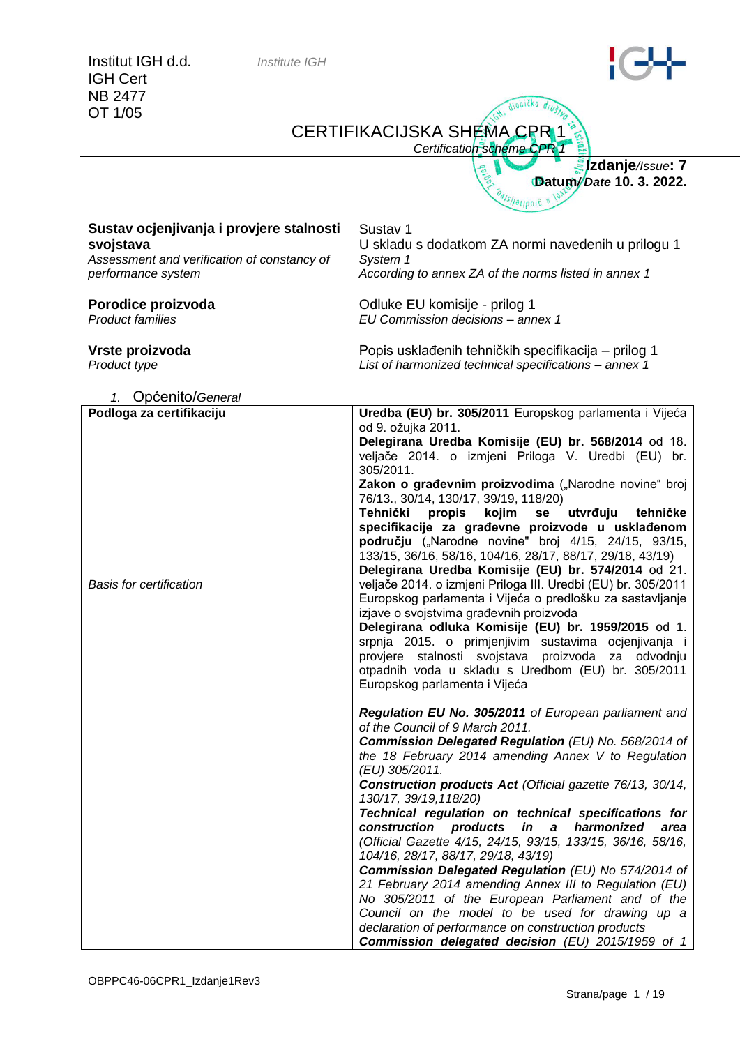Institut IGH d.d.
IGH Cert
NB 2477
OT 1/05

*Institute IGH*

# CERTIFIKACIJSKA SHEMA CPR 1

*Certification scheme CPR 1*

**Izdanje**/*Issue*: **7**
**Datum**/*Date* **10. 3. 2022.**

| | |
|---|---|
| **Sustav ocjenjivanja i provjere stalnosti svojstava**<br>*Assessment and verification of constancy of performance system* | Sustav 1<br>U skladu s dodatkom ZA normi navedenih u prilogu 1<br>*System 1*<br>*According to annex ZA of the norms listed in annex 1* |
| **Porodice proizvoda**<br>*Product families* | Odluke EU komisije - prilog 1<br>*EU Commission decisions – annex 1* |
| **Vrste proizvoda**<br>*Product type* | Popis usklađenih tehničkih specifikacija – prilog 1<br>*List of harmonized technical specifications – annex 1* |

1. Općenito/*General*

| | |
|---|---|
| **Podloga za certifikaciju**<br><br>*Basis for certification* | **Uredba (EU) br. 305/2011** Europskog parlamenta i Vijeća od 9. ožujka 2011.<br>**Delegirana Uredba Komisije (EU) br. 568/2014** od 18. veljače 2014. o izmjeni Priloga V. Uredbi (EU) br. 305/2011.<br>**Zakon o građevnim proizvodima** („Narodne novine" broj 76/13., 30/14, 130/17, 39/19, 118/20)<br>**Tehnički propis kojim se utvrđuju tehničke specifikacije za građevne proizvode u usklađenom području** („Narodne novine" broj 4/15, 24/15, 93/15, 133/15, 36/16, 58/16, 104/16, 28/17, 88/17, 29/18, 43/19)<br>**Delegirana Uredba Komisije (EU) br. 574/2014** od 21. veljače 2014. o izmjeni Priloga III. Uredbi (EU) br. 305/2011 Europskog parlamenta i Vijeća o predlošku za sastavljanje izjave o svojstvima građevnih proizvoda<br>**Delegirana odluka Komisije (EU) br. 1959/2015** od 1. srpnja 2015. o primjenjivim sustavima ocjenjivanja i provjere stalnosti svojstava proizvoda za odvodnju otpadnih voda u skladu s Uredbom (EU) br. 305/2011 Europskog parlamenta i Vijeća<br><br>***Regulation EU No. 305/2011*** *of European parliament and of the Council of 9 March 2011.*<br>***Commission Delegated Regulation*** *(EU) No. 568/2014 of the 18 February 2014 amending Annex V to Regulation (EU) 305/2011.*<br>***Construction products Act*** *(Official gazette 76/13, 30/14, 130/17, 39/19,118/20)*<br>***Technical regulation on technical specifications for construction products in a harmonized area*** *(Official Gazette 4/15, 24/15, 93/15, 133/15, 36/16, 58/16, 104/16, 28/17, 88/17, 29/18, 43/19)*<br>***Commission Delegated Regulation*** *(EU) No 574/2014 of 21 February 2014 amending Annex III to Regulation (EU) No 305/2011 of the European Parliament and of the Council on the model to be used for drawing up a declaration of performance on construction products*<br>***Commission delegated decision*** *(EU) 2015/1959 of 1* |

OBPPC46-06CPR1_Izdanje1Rev3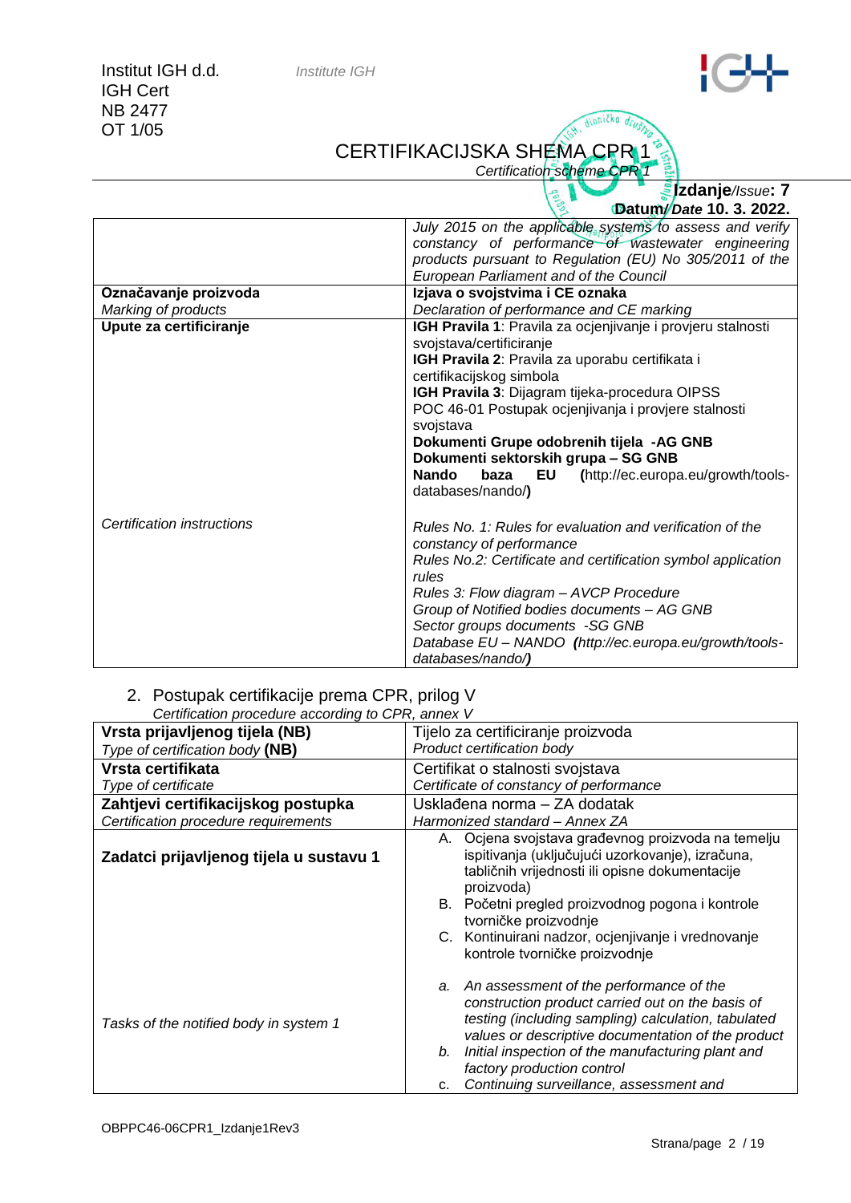| | |
|---|---|
| | *July 2015 on the applicable systems to assess and verify constancy of performance of wastewater engineering products pursuant to Regulation (EU) No 305/2011 of the European Parliament and of the Council* |
| **Označavanje proizvoda**<br>*Marking of products* | **Izjava o svojstvima i CE oznaka**<br>*Declaration of performance and CE marking* |
| **Upute za certificiranje**<br><br><br><br><br><br><br><br><br><br><br>*Certification instructions* | **IGH Pravila 1**: Pravila za ocjenjivanje i provjeru stalnosti svojstava/certificiranje<br>**IGH Pravila 2**: Pravila za uporabu certifikata i certifikacijskog simbola<br>**IGH Pravila 3**: Dijagram tijeka-procedura OIPSS<br>POC 46-01 Postupak ocjenjivanja i provjere stalnosti svojstava<br>**Dokumenti Grupe odobrenih tijela -AG GNB**<br>**Dokumenti sektorskih grupa – SG GNB**<br>**Nando baza EU (**http://ec.europa.eu/growth/tools-databases/nando/**)**<br><br>*Rules No. 1: Rules for evaluation and verification of the constancy of performance*<br>*Rules No.2: Certificate and certification symbol application rules*<br>*Rules 3: Flow diagram – AVCP Procedure*<br>*Group of Notified bodies documents – AG GNB*<br>*Sector groups documents -SG GNB*<br>*Database EU – NANDO **(**http://ec.europa.eu/growth/tools-databases/nando/**)*** |

## 2. Postupak certifikacije prema CPR, prilog V

*Certification procedure according to CPR, annex V*

| | |
|---|---|
| **Vrsta prijavljenog tijela (NB)**<br>*Type of certification body* **(NB)** | Tijelo za certificiranje proizvoda<br>*Product certification body* |
| **Vrsta certifikata**<br>*Type of certificate* | Certifikat o stalnosti svojstava<br>*Certificate of constancy of performance* |
| **Zahtjevi certifikacijskog postupka**<br>*Certification procedure requirements* | Usklađena norma – ZA dodatak<br>*Harmonized standard – Annex ZA* |
| **Zadatci prijavljenog tijela u sustavu 1**<br><br><br><br><br><br><br><br><br>*Tasks of the notified body in system 1* | A. Ocjena svojstava građevnog proizvoda na temelju ispitivanja (uključujući uzorkovanje), izračuna, tabličnih vrijednosti ili opisne dokumentacije proizvoda)<br>B. Početni pregled proizvodnog pogona i kontrole tvorničke proizvodnje<br>C. Kontinuirani nadzor, ocjenjivanje i vrednovanje kontrole tvorničke proizvodnje<br><br>*a. An assessment of the performance of the construction product carried out on the basis of testing (including sampling) calculation, tabulated values or descriptive documentation of the product*<br>*b. Initial inspection of the manufacturing plant and factory production control*<br>c. *Continuing surveillance, assessment and* |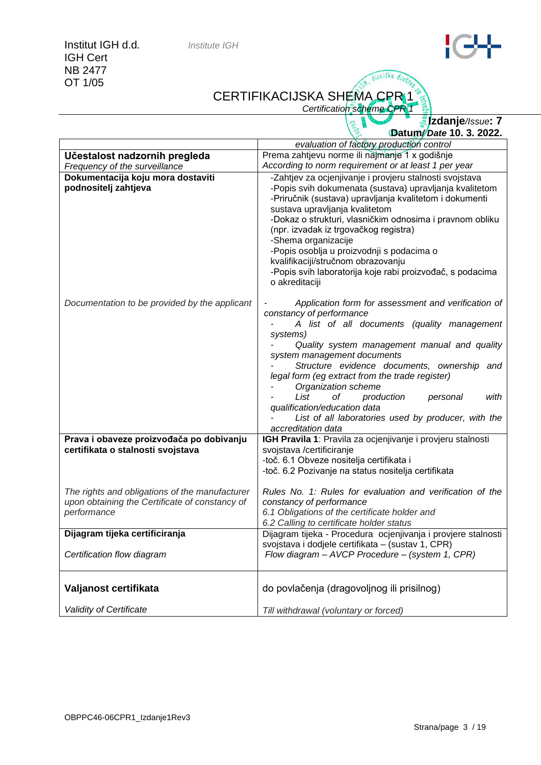Institut IGH d.d. *Institute IGH*
IGH Cert
NB 2477
OT 1/05

# CERTIFIKACIJSKA SHEMA CPR 1

*Certification scheme CPR 1*

**Izdanje**/*Issue*: **7**
**Datum**/*Date* **10. 3. 2022.**

| | |
|---|---|
| | *evaluation of factory production control* |
| **Učestalost nadzornih pregleda**<br>*Frequency of the surveillance* | Prema zahtjevu norme ili najmanje 1 x godišnje<br>*According to norm requirement or at least 1 per year* |
| **Dokumentacija koju mora dostaviti podnositelj zahtjeva** | -Zahtjev za ocjenjivanje i provjeru stalnosti svojstava<br>-Popis svih dokumenata (sustava) upravljanja kvalitetom<br>-Priručnik (sustava) upravljanja kvalitetom i dokumenti sustava upravljanja kvalitetom<br>-Dokaz o strukturi, vlasničkim odnosima i pravnom obliku (npr. izvadak iz trgovačkog registra)<br>-Shema organizacije<br>-Popis osoblja u proizvodnji s podacima o kvalifikaciji/stručnom obrazovanju<br>-Popis svih laboratorija koje rabi proizvođač, s podacima o akreditaciji |
| *Documentation to be provided by the applicant* | - *Application form for assessment and verification of constancy of performance*<br>- *A list of all documents (quality management systems)*<br>- *Quality system management manual and quality system management documents*<br>- *Structure evidence documents, ownership and legal form (eg extract from the trade register)*<br>- *Organization scheme*<br>- *List of production personal with qualification/education data*<br>- *List of all laboratories used by producer, with the accreditation data* |
| **Prava i obaveze proizvođača po dobivanju certifikata o stalnosti svojstava**<br><br>*The rights and obligations of the manufacturer upon obtaining the Certificate of constancy of performance* | **IGH Pravila 1**: Pravila za ocjenjivanje i provjeru stalnosti svojstava /certificiranje<br>-toč. 6.1 Obveze nositelja certifikata i<br>-toč. 6.2 Pozivanje na status nositelja certifikata<br><br>*Rules No. 1: Rules for evaluation and verification of the constancy of performance*<br>*6.1 Obligations of the certificate holder and*<br>*6.2 Calling to certificate holder status* |
| **Dijagram tijeka certificiranja**<br><br>*Certification flow diagram* | Dijagram tijeka - Procedura ocjenjivanja i provjere stalnosti svojstava i dodjele certifikata – (sustav 1, CPR)<br>*Flow diagram – AVCP Procedure – (system 1, CPR)* |
| **Valjanost certifikata**<br><br>*Validity of Certificate* | do povlačenja (dragovoljnog ili prisilnog)<br><br>*Till withdrawal (voluntary or forced)* |

OBPPC46-06CPR1_Izdanje1Rev3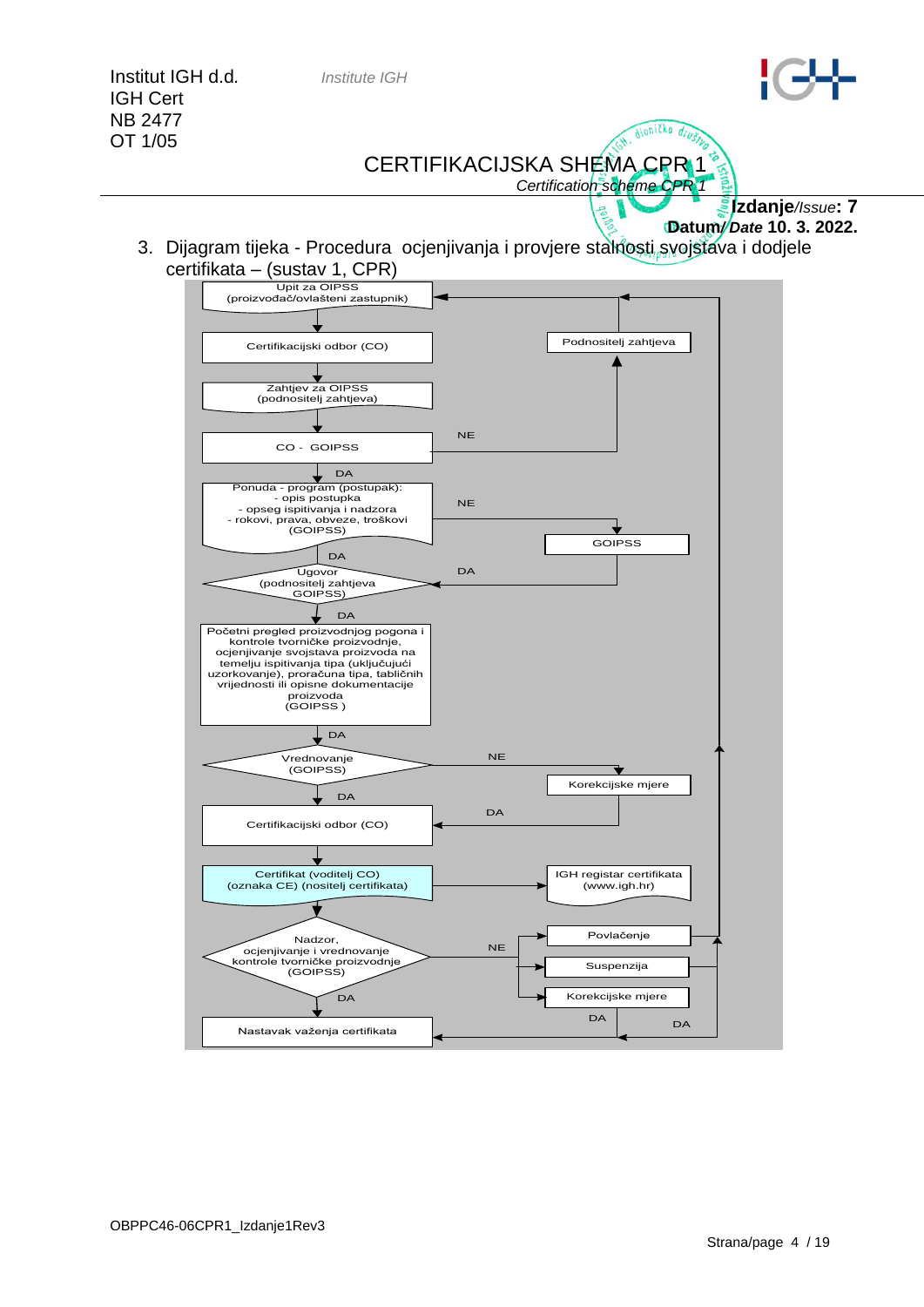Institut IGH d.d. *Institute IGH*
IGH Cert
NB 2477
OT 1/05

# CERTIFIKACIJSKA SHEMA CPR 1
*Certification scheme CPR 1*

**Izdanje**/*Issue*: **7**
**Datum**/ ***Date*** **10. 3. 2022.**

3. Dijagram tijeka - Procedura ocjenjivanja i provjere stalnosti svojstava i dodjele certifikata – (sustav 1, CPR)

Upit za OIPSS (proizvođač/ovlašteni zastupnik)

Certifikacijski odbor (CO)

Zahtjev za OIPSS (podnositelj zahtjeva)

CO - GOIPSS — NE → Podnositelj zahtjeva

DA

Ponuda - program (postupak):
- opis postupka
- opseg ispitivanja i nadzora
- rokovi, prava, obveze, troškovi
(GOIPSS)

NE → GOIPSS — DA

DA

Ugovor (podnositelj zahtjeva GOIPSS)

DA

Početni pregled proizvodnjog pogona i kontrole tvorničke proizvodnje, ocjenjivanje svojstava proizvoda na temelju ispitivanja tipa (uključujući uzorkovanje), proračuna tipa, tabličnih vrijednosti ili opisne dokumentacije proizvoda (GOIPSS )

DA

Vrednovanje (GOIPSS) — NE → Korekcijske mjere — DA

DA

Certifikacijski odbor (CO)

Certifikat (voditelj CO) (oznaka CE) (nositelj certifikata) → IGH registar certifikata (www.igh.hr)

Nadzor, ocjenjivanje i vrednovanje kontrole tvorničke proizvodnje (GOIPSS) — NE → Povlačenje / Suspenzija / Korekcijske mjere — DA

DA

Nastavak važenja certifikata

OBPPC46-06CPR1_Izdanje1Rev3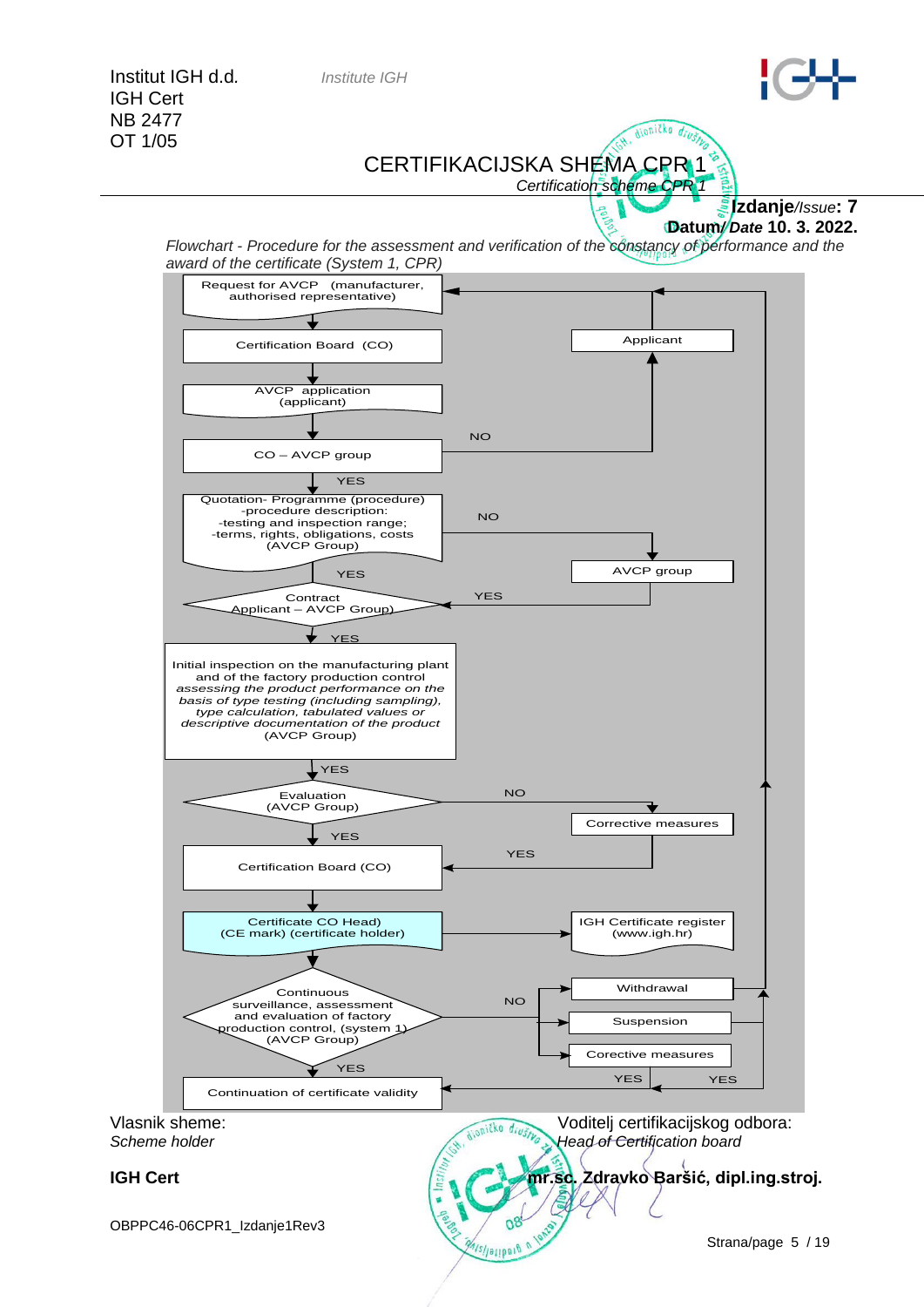Institut IGH d.d. *Institute IGH*
IGH Cert
NB 2477
OT 1/05

# CERTIFIKACIJSKA SHEMA CPR 1

*Certification scheme CPR 1*

**Izdanje**/*Issue*: **7**
**Datum/** ***Date*** **10. 3. 2022.**

*Flowchart - Procedure for the assessment and verification of the constancy of performance and the award of the certificate (System 1, CPR)*

Request for AVCP (manufacturer, authorised representative)
↓
Certification Board (CO)
↓
AVCP application (applicant)
↓
CO – AVCP group — NO → Applicant → Request for AVCP
↓ YES
Quotation- Programme (procedure) -procedure description: -testing and inspection range; -terms, rights, obligations, costs (AVCP Group) — NO → AVCP group — YES → Contract
↓ YES
Contract Applicant – AVCP Group)
↓ YES
Initial inspection on the manufacturing plant and of the factory production control *assessing the product performance on the basis of type testing (including sampling), type calculation, tabulated values or descriptive documentation of the product* (AVCP Group)
↓ YES
Evaluation (AVCP Group) — NO → Corrective measures — YES → Certification Board (CO)
↓ YES
Certification Board (CO)
↓
Certificate CO Head) (CE mark) (certificate holder) → IGH Certificate register (www.igh.hr)
↓
Continuous surveillance, assessment and evaluation of factory production control, (system 1) (AVCP Group) — NO → Withdrawal / Suspension / Corective measures
↓ YES
Continuation of certificate validity ← YES (Corective measures) ← YES

Vlasnik sheme:
*Scheme holder*

**IGH Cert**

Voditelj certifikacijskog odbora:
*Head of Certification board*

**mr.sc. Zdravko Baršić, dipl.ing.stroj.**

OBPPC46-06CPR1_Izdanje1Rev3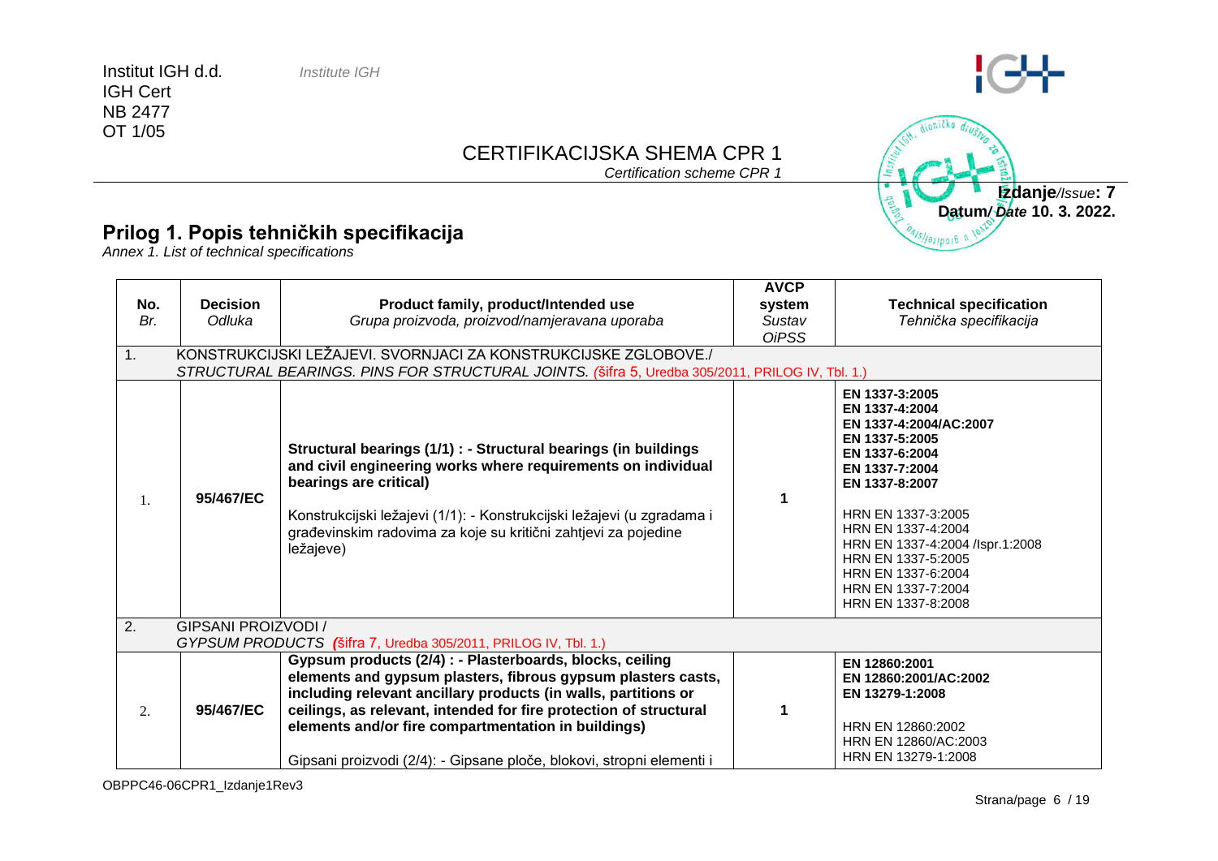Institut IGH d.d. *Institute IGH*
IGH Cert
NB 2477
OT 1/05

CERTIFIKACIJSKA SHEMA CPR 1
*Certification scheme CPR 1*

**Izdanje**/*Issue*: **7**
**Datum**/*Date* **10. 3. 2022.**

## Prilog 1. Popis tehničkih specifikacija

*Annex 1. List of technical specifications*

| No.<br>*Br.* | Decision<br>*Odluka* | Product family, product/Intended use<br>*Grupa proizvoda, proizvod/namjeravana uporaba* | AVCP system<br>*Sustav OiPSS* | Technical specification<br>*Tehnička specifikacija* |
|---|---|---|---|---|
| 1. | KONSTRUKCIJSKI LEŽAJEVI. SVORNJACI ZA KONSTRUKCIJSKE ZGLOBOVE./<br>*STRUCTURAL BEARINGS. PINS FOR STRUCTURAL JOINTS.* (šifra 5, Uredba 305/2011, PRILOG IV, Tbl. 1.) | | | |
| 1. | **95/467/EC** | **Structural bearings (1/1) : - Structural bearings (in buildings and civil engineering works where requirements on individual bearings are critical)**<br><br>Konstrukcijski ležajevi (1/1): - Konstrukcijski ležajevi (u zgradama i građevinskim radovima za koje su kritični zahtjevi za pojedine ležajeve) | **1** | **EN 1337-3:2005**<br>**EN 1337-4:2004**<br>**EN 1337-4:2004/AC:2007**<br>**EN 1337-5:2005**<br>**EN 1337-6:2004**<br>**EN 1337-7:2004**<br>**EN 1337-8:2007**<br><br>HRN EN 1337-3:2005<br>HRN EN 1337-4:2004<br>HRN EN 1337-4:2004 /Ispr.1:2008<br>HRN EN 1337-5:2005<br>HRN EN 1337-6:2004<br>HRN EN 1337-7:2004<br>HRN EN 1337-8:2008 |
| 2. | GIPSANI PROIZVODI /<br>*GYPSUM PRODUCTS* (šifra 7, Uredba 305/2011, PRILOG IV, Tbl. 1.) | | | |
| 2. | **95/467/EC** | **Gypsum products (2/4) : - Plasterboards, blocks, ceiling elements and gypsum plasters, fibrous gypsum plasters casts, including relevant ancillary products (in walls, partitions or ceilings, as relevant, intended for fire protection of structural elements and/or fire compartmentation in buildings)**<br><br>Gipsani proizvodi (2/4): - Gipsane ploče, blokovi, stropni elementi i | **1** | **EN 12860:2001**<br>**EN 12860:2001/AC:2002**<br>**EN 13279-1:2008**<br><br>HRN EN 12860:2002<br>HRN EN 12860/AC:2003<br>HRN EN 13279-1:2008 |

OBPPC46-06CPR1_Izdanje1Rev3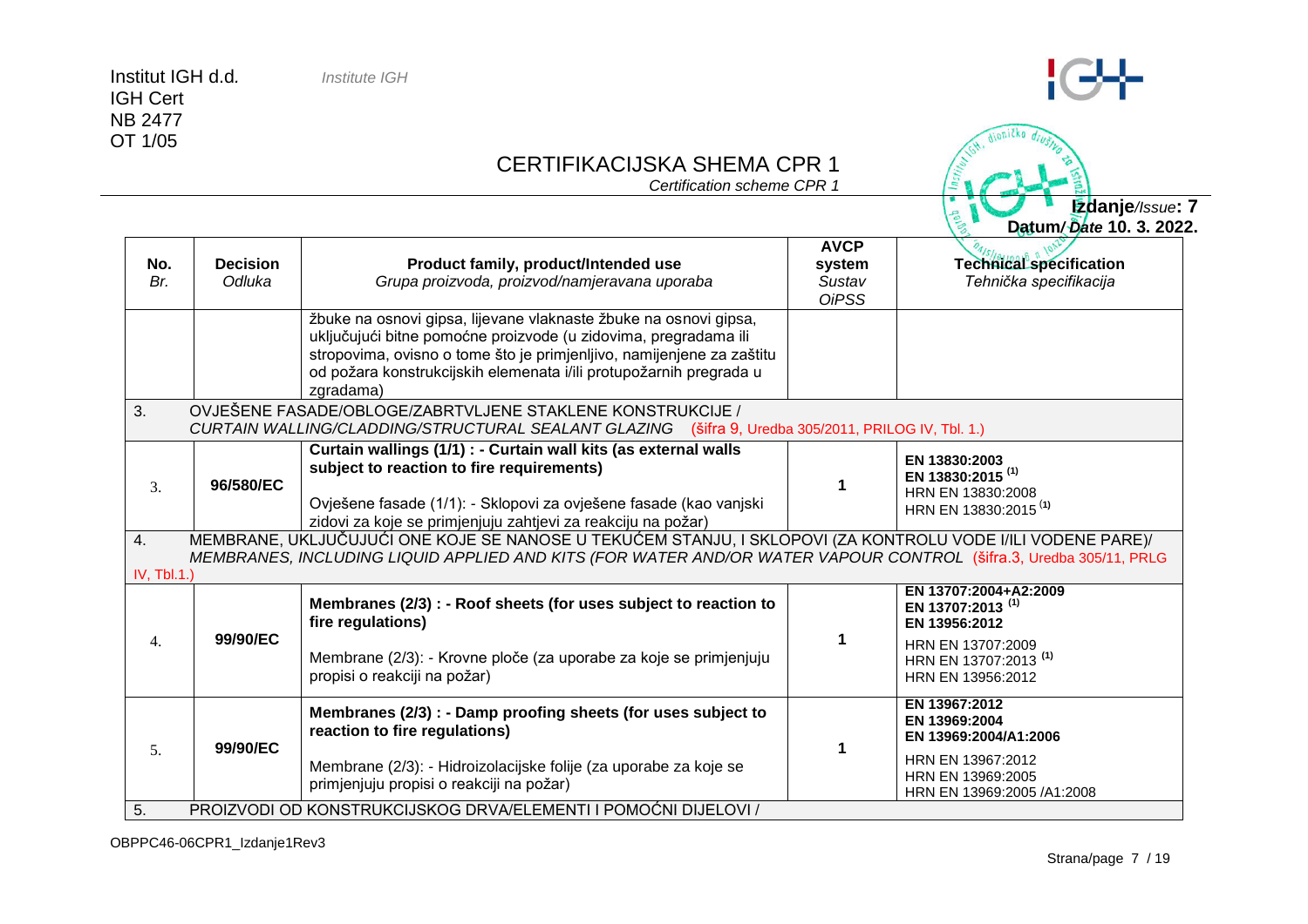Institut IGH d.d. *Institute IGH*
IGH Cert
NB 2477
OT 1/05

# CERTIFIKACIJSKA SHEMA CPR 1
*Certification scheme CPR 1*

**Izdanje**/*Issue*: **7**
**Datum**/*Date* **10. 3. 2022.**

| No. *Br.* | Decision *Odluka* | Product family, product/Intended use *Grupa proizvoda, proizvod/namjeravana uporaba* | AVCP system *Sustav OiPSS* | Technical specification *Tehnička specifikacija* |
|---|---|---|---|---|
| | | žbuke na osnovi gipsa, lijevane vlaknaste žbuke na osnovi gipsa, uključujući bitne pomoćne proizvode (u zidovima, pregradama ili stropovima, ovisno o tome što je primjenljivo, namijenjene za zaštitu od požara konstrukcijskih elemenata i/ili protupožarnih pregrada u zgradama) | | |
| 3. | OVJEŠENE FASADE/OBLOGE/ZABRTVLJENE STAKLENE KONSTRUKCIJE / *CURTAIN WALLING/CLADDING/STRUCTURAL SEALANT GLAZING* (šifra 9, Uredba 305/2011, PRILOG IV, Tbl. 1.) | | | |
| 3. | **96/580/EC** | **Curtain wallings (1/1) : - Curtain wall kits (as external walls subject to reaction to fire requirements)**<br><br>Ovješene fasade (1/1): - Sklopovi za ovješene fasade (kao vanjski zidovi za koje se primjenjuju zahtjevi za reakciju na požar) | **1** | **EN 13830:2003**<br>**EN 13830:2015** (1)<br>HRN EN 13830:2008<br>HRN EN 13830:2015 (1) |
| 4. | MEMBRANE, UKLJUČUJUĆI ONE KOJE SE NANOSE U TEKUĆEM STANJU, I SKLOPOVI (ZA KONTROLU VODE I/ILI VODENE PARE)/ *MEMBRANES, INCLUDING LIQUID APPLIED AND KITS (FOR WATER AND/OR WATER VAPOUR CONTROL* (šifra.3, Uredba 305/11, PRLG IV, Tbl.1.) | | | |
| 4. | **99/90/EC** | **Membranes (2/3) : - Roof sheets (for uses subject to reaction to fire regulations)**<br><br>Membrane (2/3): - Krovne ploče (za uporabe za koje se primjenjuju propisi o reakciji na požar) | **1** | **EN 13707:2004+A2:2009**<br>**EN 13707:2013** (1)<br>**EN 13956:2012**<br>HRN EN 13707:2009<br>HRN EN 13707:2013 (1)<br>HRN EN 13956:2012 |
| 5. | **99/90/EC** | **Membranes (2/3) : - Damp proofing sheets (for uses subject to reaction to fire regulations)**<br><br>Membrane (2/3): - Hidroizolacijske folije (za uporabe za koje se primjenjuju propisi o reakciji na požar) | **1** | **EN 13967:2012**<br>**EN 13969:2004**<br>**EN 13969:2004/A1:2006**<br>HRN EN 13967:2012<br>HRN EN 13969:2005<br>HRN EN 13969:2005 /A1:2008 |
| 5. | PROIZVODI OD KONSTRUKCIJSKOG DRVA/ELEMENTI I POMOĆNI DIJELOVI / | | | |

OBPPC46-06CPR1_Izdanje1Rev3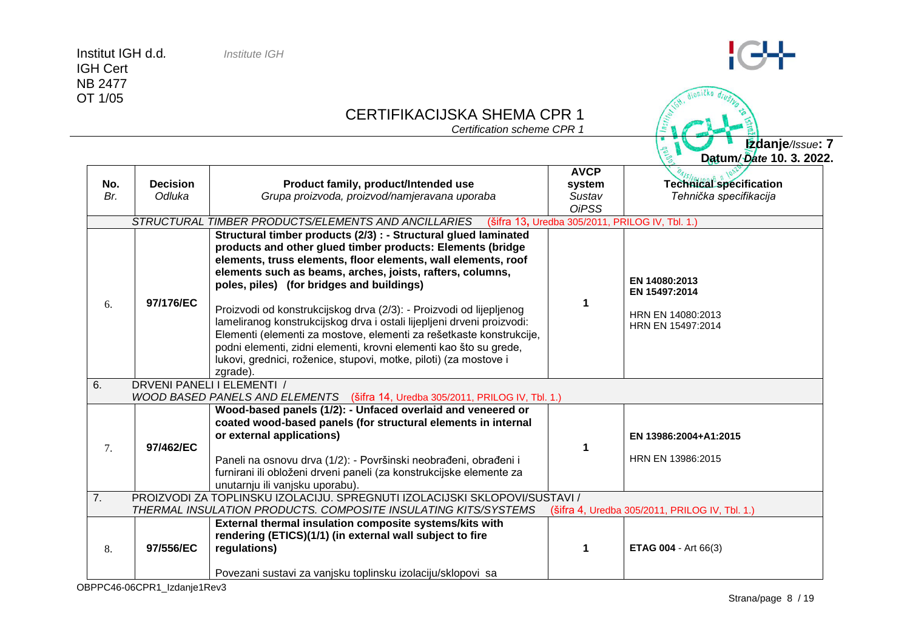Institut IGH d.d. *Institute IGH*
IGH Cert
NB 2477
OT 1/05

# CERTIFIKACIJSKA SHEMA CPR 1

*Certification scheme CPR 1*

**Izdanje**/*Issue*: **7**
**Datum/** *Date* **10. 3. 2022.**

| No. *Br.* | Decision *Odluka* | Product family, product/Intended use *Grupa proizvoda, proizvod/namjeravana uporaba* | AVCP system *Sustav OiPSS* | Technical specification *Tehnička specifikacija* |
|---|---|---|---|---|
| | *STRUCTURAL TIMBER PRODUCTS/ELEMENTS AND ANCILLARIES* (šifra 13, Uredba 305/2011, PRILOG IV, Tbl. 1.) | | | |
| 6. | **97/176/EC** | **Structural timber products (2/3) : - Structural glued laminated products and other glued timber products: Elements (bridge elements, truss elements, floor elements, wall elements, roof elements such as beams, arches, joists, rafters, columns, poles, piles) (for bridges and buildings)**<br><br>Proizvodi od konstrukcijskog drva (2/3): - Proizvodi od lijepljenog lameliranog konstrukcijskog drva i ostali lijepljeni drveni proizvodi: Elementi (elementi za mostove, elementi za rešetkaste konstrukcije, podni elementi, zidni elementi, krovni elementi kao što su grede, lukovi, grednici, roženice, stupovi, motke, piloti) (za mostove i zgrade). | **1** | **EN 14080:2013**<br>**EN 15497:2014**<br><br>HRN EN 14080:2013<br>HRN EN 15497:2014 |
| 6. | DRVENI PANELI I ELEMENTI / *WOOD BASED PANELS AND ELEMENTS* (šifra 14, Uredba 305/2011, PRILOG IV, Tbl. 1.) | | | |
| 7. | **97/462/EC** | **Wood-based panels (1/2): - Unfaced overlaid and veneered or coated wood-based panels (for structural elements in internal or external applications)**<br><br>Paneli na osnovu drva (1/2): - Površinski neobrađeni, obrađeni i furnirani ili obloženi drveni paneli (za konstrukcijske elemente za unutarnju ili vanjsku uporabu). | **1** | **EN 13986:2004+A1:2015**<br><br>HRN EN 13986:2015 |
| 7. | PROIZVODI ZA TOPLINSKU IZOLACIJU. SPREGNUTI IZOLACIJSKI SKLOPOVI/SUSTAVI / *THERMAL INSULATION PRODUCTS. COMPOSITE INSULATING KITS/SYSTEMS* (šifra 4, Uredba 305/2011, PRILOG IV, Tbl. 1.) | | | |
| 8. | **97/556/EC** | **External thermal insulation composite systems/kits with rendering (ETICS)(1/1) (in external wall subject to fire regulations)**<br><br>Povezani sustavi za vanjsku toplinsku izolaciju/sklopovi sa | **1** | **ETAG 004** - Art 66(3) |

OBPPC46-06CPR1_Izdanje1Rev3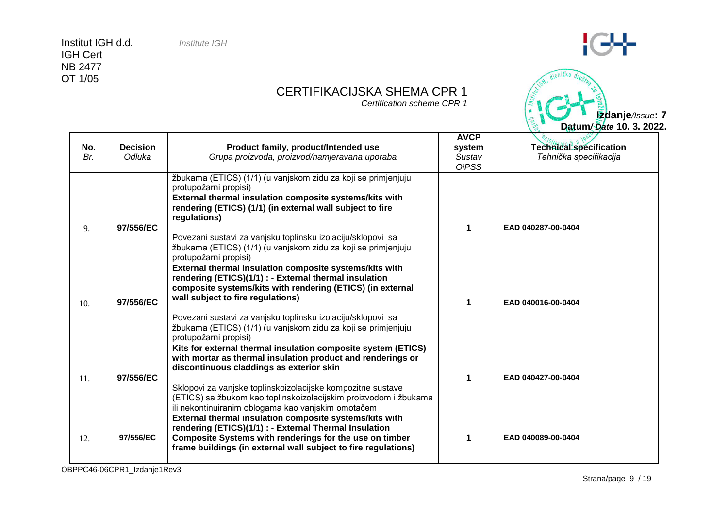# CERTIFIKACIJSKA SHEMA CPR 1

*Certification scheme CPR 1*

**Izdanje**/*Issue*: **7**
**Datum**/*Date* **10. 3. 2022.**

| No.<br>*Br.* | Decision<br>*Odluka* | Product family, product/Intended use<br>*Grupa proizvoda, proizvod/namjeravana uporaba* | AVCP system<br>*Sustav OiPSS* | Technical specification<br>*Tehnička specifikacija* |
|---|---|---|---|---|
| | | žbukama (ETICS) (1/1) (u vanjskom zidu za koji se primjenjuju protupožarni propisi) | | |
| 9. | **97/556/EC** | **External thermal insulation composite systems/kits with rendering (ETICS) (1/1) (in external wall subject to fire regulations)**<br><br>Povezani sustavi za vanjsku toplinsku izolaciju/sklopovi sa žbukama (ETICS) (1/1) (u vanjskom zidu za koji se primjenjuju protupožarni propisi) | **1** | **EAD 040287-00-0404** |
| 10. | **97/556/EC** | **External thermal insulation composite systems/kits with rendering (ETICS)(1/1) : - External thermal insulation composite systems/kits with rendering (ETICS) (in external wall subject to fire regulations)**<br><br>Povezani sustavi za vanjsku toplinsku izolaciju/sklopovi sa žbukama (ETICS) (1/1) (u vanjskom zidu za koji se primjenjuju protupožarni propisi) | **1** | **EAD 040016-00-0404** |
| 11. | **97/556/EC** | **Kits for external thermal insulation composite system (ETICS) with mortar as thermal insulation product and renderings or discontinuous claddings as exterior skin**<br><br>Sklopovi za vanjske toplinskoizolacijske kompozitne sustave (ETICS) sa žbukom kao toplinskoizolacijskim proizvodom i žbukama ili nekontinuiranim oblogama kao vanjskim omotačem | **1** | **EAD 040427-00-0404** |
| 12. | **97/556/EC** | **External thermal insulation composite systems/kits with rendering (ETICS)(1/1) : - External Thermal Insulation Composite Systems with renderings for the use on timber frame buildings (in external wall subject to fire regulations)** | **1** | **EAD 040089-00-0404** |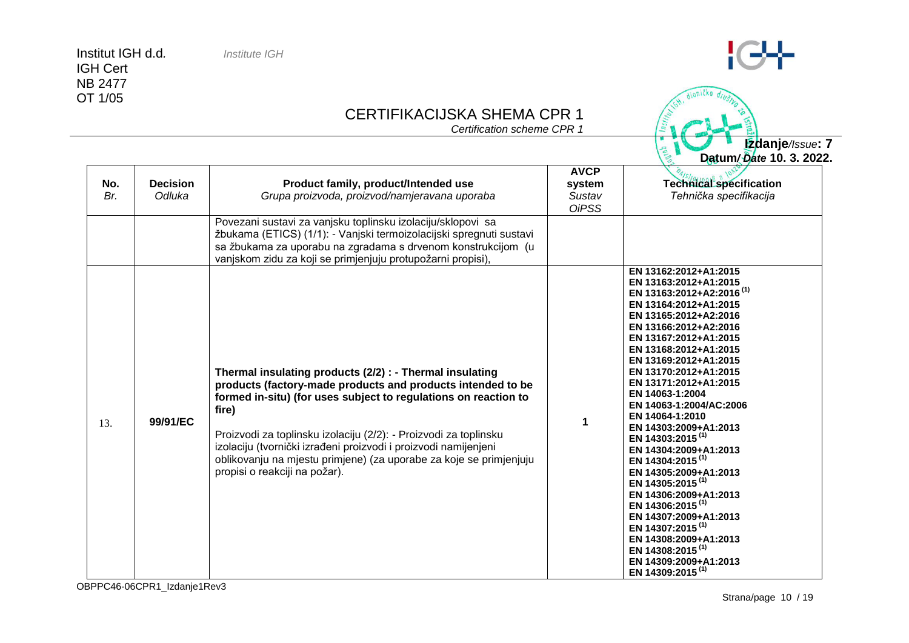| No.<br>*Br.* | Decision<br>*Odluka* | Product family, product/Intended use<br>*Grupa proizvoda, proizvod/namjeravana uporaba* | AVCP system<br>*Sustav OiPSS* | Technical specification<br>*Tehnička specifikacija* |
|---|---|---|---|---|
| | | Povezani sustavi za vanjsku toplinsku izolaciju/sklopovi sa žbukama (ETICS) (1/1): - Vanjski termoizolacijski spregnuti sustavi sa žbukama za uporabu na zgradama s drvenom konstrukcijom (u vanjskom zidu za koji se primjenjuju protupožarni propisi), | | |
| 13. | **99/91/EC** | **Thermal insulating products (2/2) : - Thermal insulating products (factory-made products and products intended to be formed in-situ) (for uses subject to regulations on reaction to fire)**<br><br>Proizvodi za toplinsku izolaciju (2/2): - Proizvodi za toplinsku izolaciju (tvornički izrađeni proizvodi i proizvodi namijenjeni oblikovanju na mjestu primjene) (za uporabe za koje se primjenjuju propisi o reakciji na požar). | **1** | **EN 13162:2012+A1:2015**<br>**EN 13163:2012+A1:2015**<br>**EN 13163:2012+A2:2016 (1)**<br>**EN 13164:2012+A1:2015**<br>**EN 13165:2012+A2:2016**<br>**EN 13166:2012+A2:2016**<br>**EN 13167:2012+A1:2015**<br>**EN 13168:2012+A1:2015**<br>**EN 13169:2012+A1:2015**<br>**EN 13170:2012+A1:2015**<br>**EN 13171:2012+A1:2015**<br>**EN 14063-1:2004**<br>**EN 14063-1:2004/AC:2006**<br>**EN 14064-1:2010**<br>**EN 14303:2009+A1:2013**<br>**EN 14303:2015 (1)**<br>**EN 14304:2009+A1:2013**<br>**EN 14304:2015 (1)**<br>**EN 14305:2009+A1:2013**<br>**EN 14305:2015 (1)**<br>**EN 14306:2009+A1:2013**<br>**EN 14306:2015 (1)**<br>**EN 14307:2009+A1:2013**<br>**EN 14307:2015 (1)**<br>**EN 14308:2009+A1:2013**<br>**EN 14308:2015 (1)**<br>**EN 14309:2009+A1:2013**<br>**EN 14309:2015 (1)** |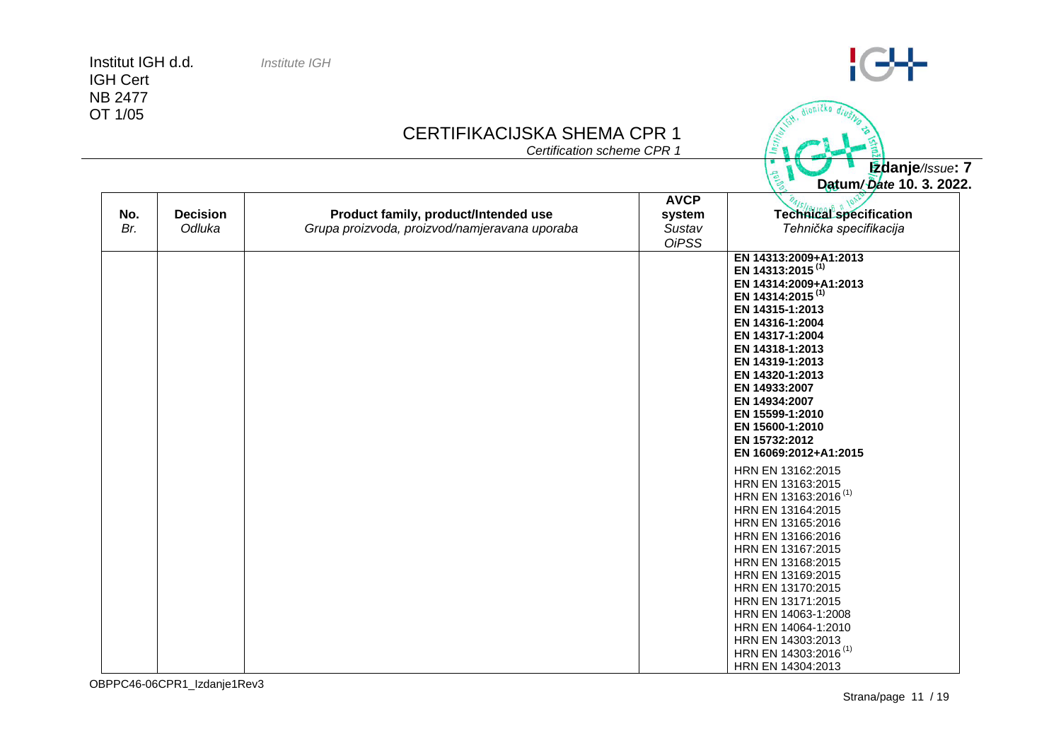# CERTIFIKACIJSKA SHEMA CPR 1

*Certification scheme CPR 1*

**Izdanje**/*Issue*: **7**
**Datum**/*Date* **10. 3. 2022.**

| No.<br>*Br.* | Decision<br>*Odluka* | Product family, product/Intended use<br>*Grupa proizvoda, proizvod/namjeravana uporaba* | AVCP system<br>*Sustav OiPSS* | Technical specification<br>*Tehnička specifikacija* |
|---|---|---|---|---|
| | | | | **EN 14313:2009+A1:2013**<br>**EN 14313:2015** [1]<br>**EN 14314:2009+A1:2013**<br>**EN 14314:2015** [1]<br>**EN 14315-1:2013**<br>**EN 14316-1:2004**<br>**EN 14317-1:2004**<br>**EN 14318-1:2013**<br>**EN 14319-1:2013**<br>**EN 14320-1:2013**<br>**EN 14933:2007**<br>**EN 14934:2007**<br>**EN 15599-1:2010**<br>**EN 15600-1:2010**<br>**EN 15732:2012**<br>**EN 16069:2012+A1:2015**<br>HRN EN 13162:2015<br>HRN EN 13163:2015<br>HRN EN 13163:2016 [1]<br>HRN EN 13164:2015<br>HRN EN 13165:2016<br>HRN EN 13166:2016<br>HRN EN 13167:2015<br>HRN EN 13168:2015<br>HRN EN 13169:2015<br>HRN EN 13170:2015<br>HRN EN 13171:2015<br>HRN EN 14063-1:2008<br>HRN EN 14064-1:2010<br>HRN EN 14303:2013<br>HRN EN 14303:2016 [1]<br>HRN EN 14304:2013 |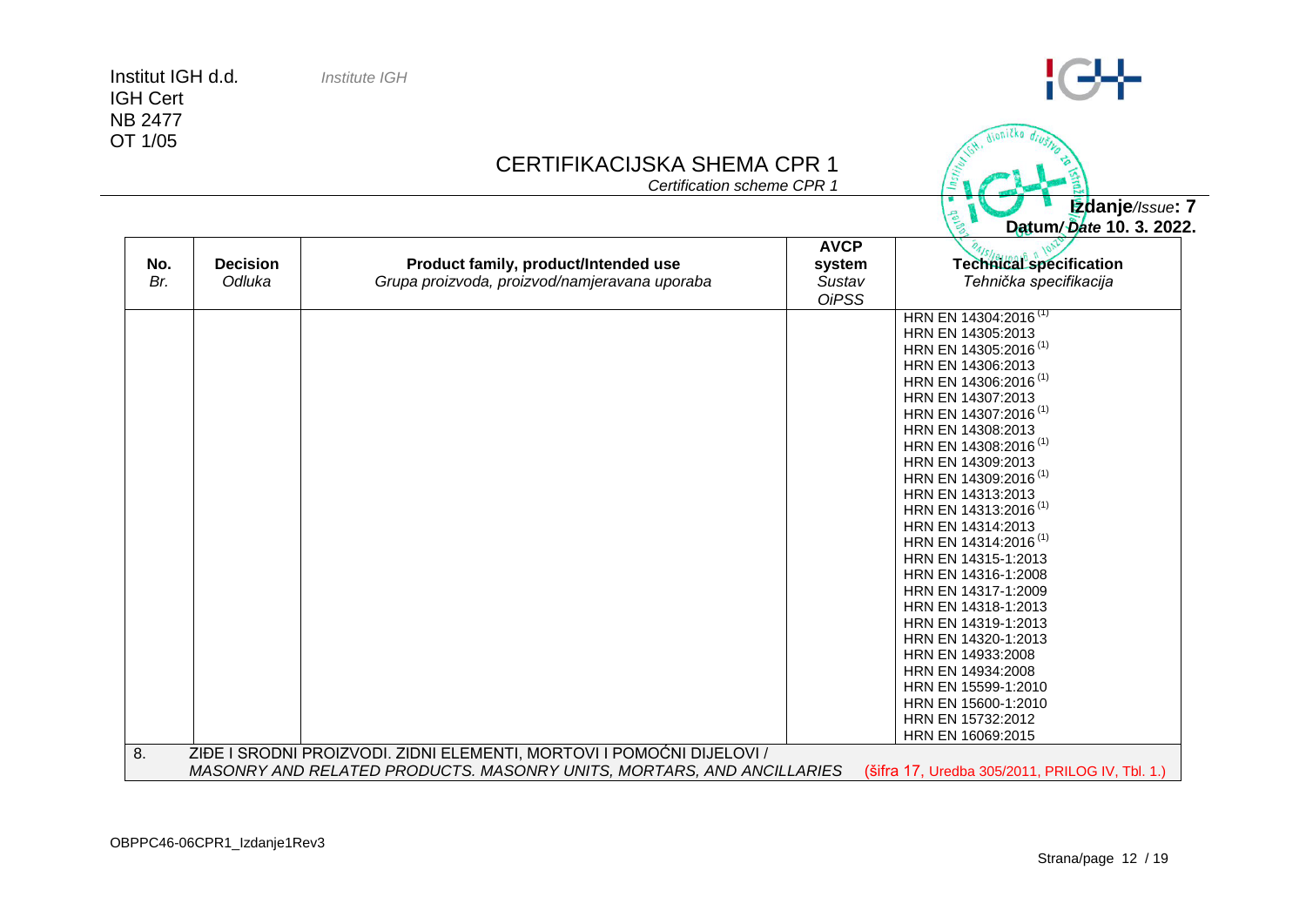Institut IGH d.d. *Institute IGH*
IGH Cert
NB 2477
OT 1/05

# CERTIFIKACIJSKA SHEMA CPR 1
*Certification scheme CPR 1*

**Izdanje**/*Issue*: **7**
**Datum**/*Date* **10. 3. 2022.**

| **No.** *Br.* | **Decision** *Odluka* | **Product family, product/Intended use** *Grupa proizvoda, proizvod/namjeravana uporaba* | **AVCP system** *Sustav OiPSS* | **Technical specification** *Tehnička specifikacija* |
|---|---|---|---|---|
| | | | | HRN EN 14304:2016 (1)<br>HRN EN 14305:2013<br>HRN EN 14305:2016 (1)<br>HRN EN 14306:2013<br>HRN EN 14306:2016 (1)<br>HRN EN 14307:2013<br>HRN EN 14307:2016 (1)<br>HRN EN 14308:2013<br>HRN EN 14308:2016 (1)<br>HRN EN 14309:2013<br>HRN EN 14309:2016 (1)<br>HRN EN 14313:2013<br>HRN EN 14313:2016 (1)<br>HRN EN 14314:2013<br>HRN EN 14314:2016 (1)<br>HRN EN 14315-1:2013<br>HRN EN 14316-1:2008<br>HRN EN 14317-1:2009<br>HRN EN 14318-1:2013<br>HRN EN 14319-1:2013<br>HRN EN 14320-1:2013<br>HRN EN 14933:2008<br>HRN EN 14934:2008<br>HRN EN 15599-1:2010<br>HRN EN 15600-1:2010<br>HRN EN 15732:2012<br>HRN EN 16069:2015 |
| 8. | ZIĐE I SRODNI PROIZVODI. ZIDNI ELEMENTI, MORTOVI I POMOĆNI DIJELOVI / *MASONRY AND RELATED PRODUCTS. MASONRY UNITS, MORTARS, AND ANCILLARIES* (šifra 17, Uredba 305/2011, PRILOG IV, Tbl. 1.) | | | |

OBPPC46-06CPR1_Izdanje1Rev3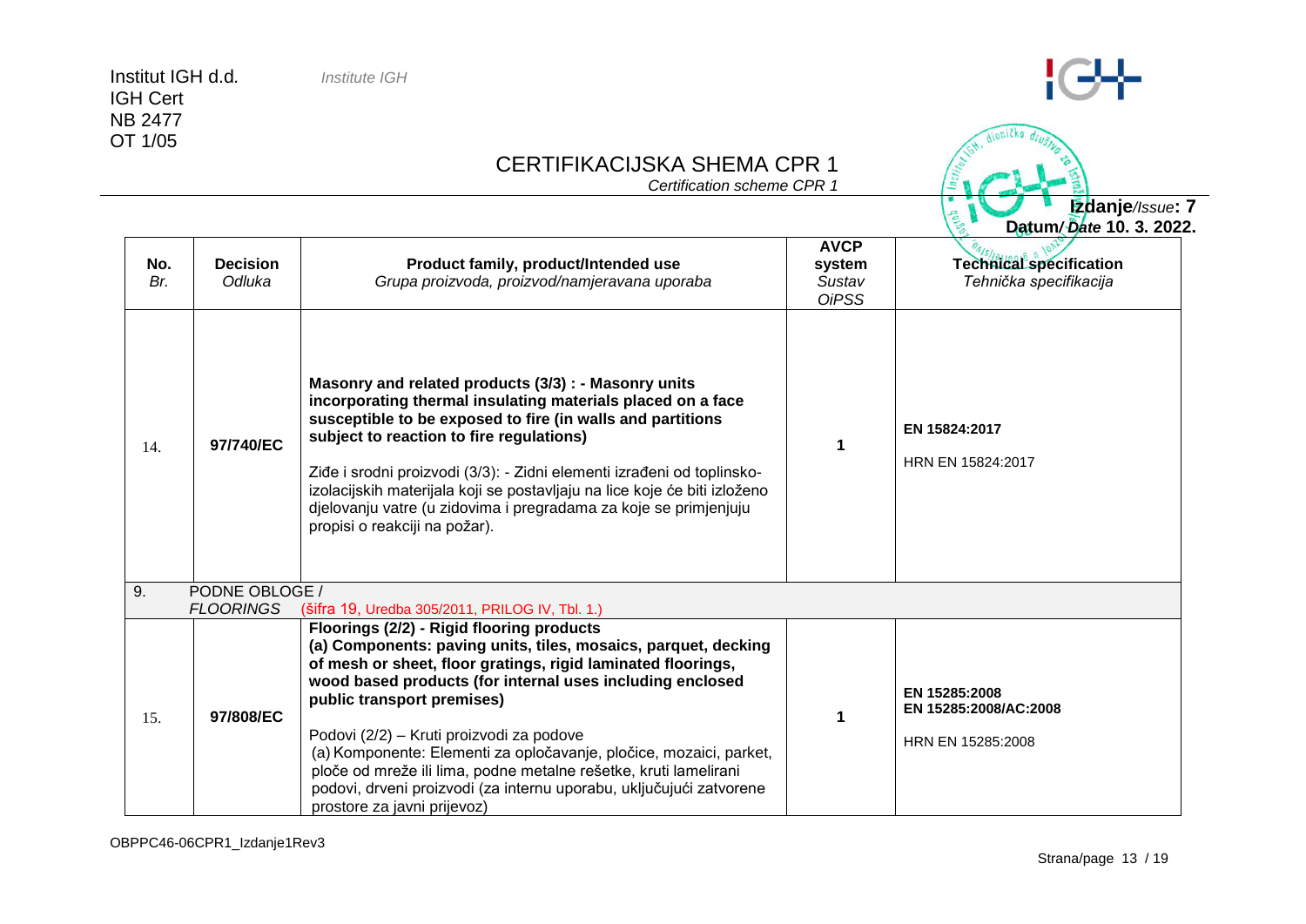| No. *Br.* | Decision *Odluka* | Product family, product/Intended use *Grupa proizvoda, proizvod/namjeravana uporaba* | AVCP system *Sustav OiPSS* | Technical specification *Tehnička specifikacija* |
|---|---|---|---|---|
| 14. | **97/740/EC** | **Masonry and related products (3/3) : - Masonry units incorporating thermal insulating materials placed on a face susceptible to be exposed to fire (in walls and partitions subject to reaction to fire regulations)** Ziđe i srodni proizvodi (3/3): - Zidni elementi izrađeni od toplinsko-izolacijskih materijala koji se postavljaju na lice koje će biti izloženo djelovanju vatre (u zidovima i pregradama za koje se primjenjuju propisi o reakciji na požar). | **1** | **EN 15824:2017** HRN EN 15824:2017 |
| 9. | PODNE OBLOGE / *FLOORINGS* | (šifra 19, Uredba 305/2011, PRILOG IV, Tbl. 1.) | | |
| 15. | **97/808/EC** | **Floorings (2/2) - Rigid flooring products (a) Components: paving units, tiles, mosaics, parquet, decking of mesh or sheet, floor gratings, rigid laminated floorings, wood based products (for internal uses including enclosed public transport premises)** Podovi (2/2) – Kruti proizvodi za podove (a) Komponente: Elementi za opločavanje, pločice, mozaici, parket, ploče od mreže ili lima, podne metalne rešetke, kruti lamelirani podovi, drveni proizvodi (za internu uporabu, uključujući zatvorene prostore za javni prijevoz) | **1** | **EN 15285:2008** **EN 15285:2008/AC:2008** HRN EN 15285:2008 |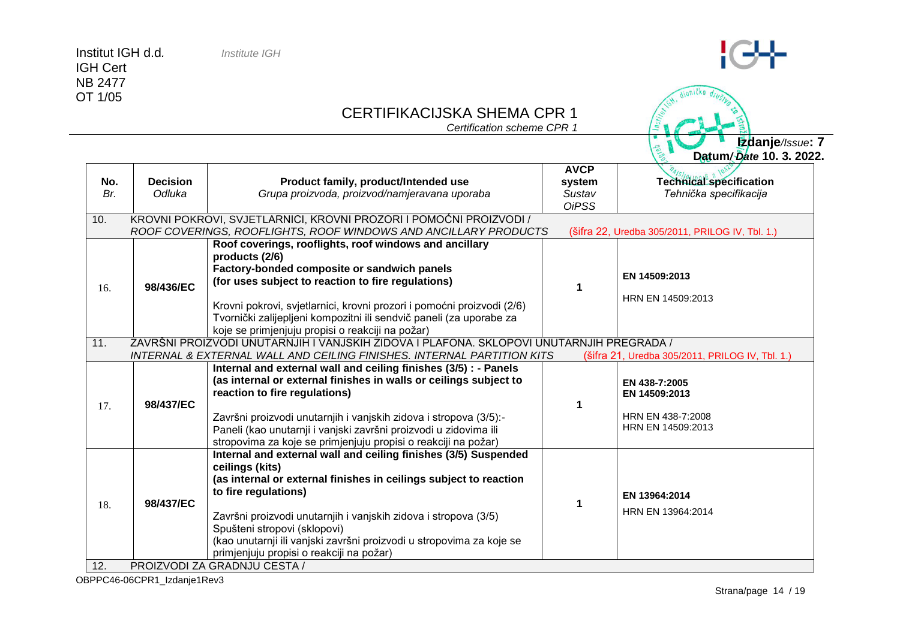Institut IGH d.d. *Institute IGH*
IGH Cert
NB 2477
OT 1/05

# CERTIFIKACIJSKA SHEMA CPR 1

*Certification scheme CPR 1*

**Izdanje**/*Issue*: **7**
**Datum**/*Date* **10. 3. 2022.**

| **No.** *Br.* | **Decision** *Odluka* | **Product family, product/Intended use** *Grupa proizvoda, proizvod/namjeravana uporaba* | **AVCP system** *Sustav OiPSS* | **Technical specification** *Tehnička specifikacija* |
|---|---|---|---|---|
| 10. | KROVNI POKROVI, SVJETLARNICI, KROVNI PROZORI I POMOĆNI PROIZVODI / *ROOF COVERINGS, ROOFLIGHTS, ROOF WINDOWS AND ANCILLARY PRODUCTS* | | | (šifra 22, Uredba 305/2011, PRILOG IV, Tbl. 1.) |
| 16. | **98/436/EC** | **Roof coverings, rooflights, roof windows and ancillary products (2/6) Factory-bonded composite or sandwich panels (for uses subject to reaction to fire regulations)** Krovni pokrovi, svjetlarnici, krovni prozori i pomoćni proizvodi (2/6) Tvornički zalijepljeni kompozitni ili sendvič paneli (za uporabe za koje se primjenjuju propisi o reakciji na požar) | 1 | **EN 14509:2013** HRN EN 14509:2013 |
| 11. | ZAVRŠNI PROIZVODI UNUTARNJIH I VANJSKIH ZIDOVA I PLAFONA. SKLOPOVI UNUTARNJIH PREGRADA / *INTERNAL & EXTERNAL WALL AND CEILING FINISHES. INTERNAL PARTITION KITS* | | | (šifra 21, Uredba 305/2011, PRILOG IV, Tbl. 1.) |
| 17. | **98/437/EC** | **Internal and external wall and ceiling finishes (3/5) : - Panels (as internal or external finishes in walls or ceilings subject to reaction to fire regulations)** Završni proizvodi unutarnjih i vanjskih zidova i stropova (3/5):- Paneli (kao unutarnji i vanjski završni proizvodi u zidovima ili stropovima za koje se primjenjuju propisi o reakciji na požar) | 1 | **EN 438-7:2005** **EN 14509:2013** HRN EN 438-7:2008 HRN EN 14509:2013 |
| 18. | **98/437/EC** | **Internal and external wall and ceiling finishes (3/5) Suspended ceilings (kits) (as internal or external finishes in ceilings subject to reaction to fire regulations)** Završni proizvodi unutarnjih i vanjskih zidova i stropova (3/5) Spušteni stropovi (sklopovi) (kao unutarnji ili vanjski završni proizvodi u stropovima za koje se primjenjuju propisi o reakciji na požar) | 1 | **EN 13964:2014** HRN EN 13964:2014 |
| 12. | PROIZVODI ZA GRADNJU CESTA / | | | |

OBPPC46-06CPR1_Izdanje1Rev3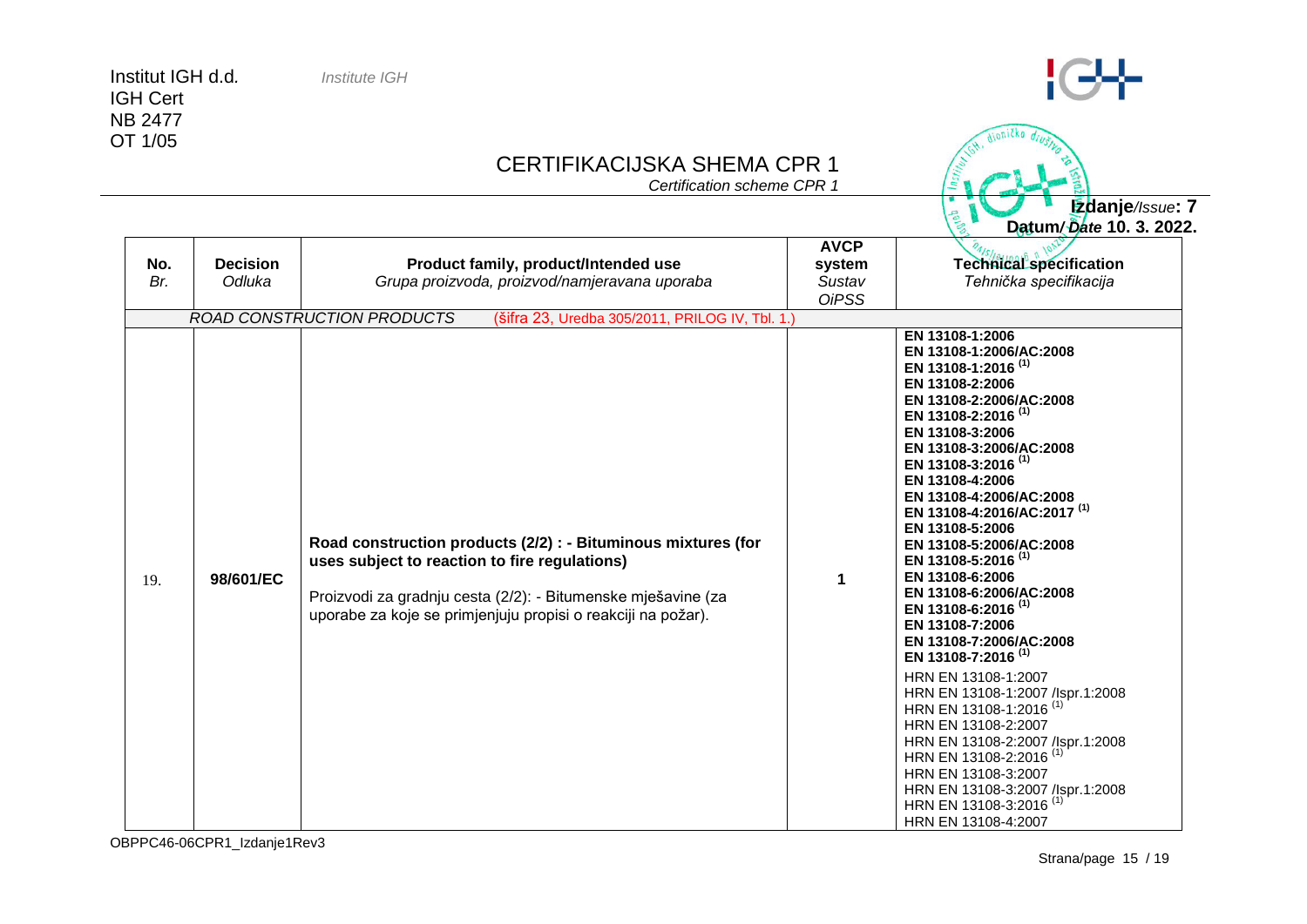Institut IGH d.d. *Institute IGH*
IGH Cert
NB 2477
OT 1/05

# CERTIFIKACIJSKA SHEMA CPR 1

*Certification scheme CPR 1*

**Izdanje**/*Issue*: **7**
**Datum**/*Date* **10. 3. 2022.**

| **No.** *Br.* | **Decision** *Odluka* | **Product family, product/Intended use** *Grupa proizvoda, proizvod/namjeravana uporaba* | **AVCP system** *Sustav OiPSS* | **Technical specification** *Tehnička specifikacija* |
|---|---|---|---|---|
| | | *ROAD CONSTRUCTION PRODUCTS* (šifra 23, Uredba 305/2011, PRILOG IV, Tbl. 1.) | | |
| 19. | **98/601/EC** | **Road construction products (2/2) : - Bituminous mixtures (for uses subject to reaction to fire regulations)**<br>Proizvodi za gradnju cesta (2/2): - Bitumenske mješavine (za uporabe za koje se primjenjuju propisi o reakciji na požar). | **1** | **EN 13108-1:2006**<br>**EN 13108-1:2006/AC:2008**<br>**EN 13108-1:2016** (1)<br>**EN 13108-2:2006**<br>**EN 13108-2:2006/AC:2008**<br>**EN 13108-2:2016** (1)<br>**EN 13108-3:2006**<br>**EN 13108-3:2006/AC:2008**<br>**EN 13108-3:2016** (1)<br>**EN 13108-4:2006**<br>**EN 13108-4:2006/AC:2008**<br>**EN 13108-4:2016/AC:2017** (1)<br>**EN 13108-5:2006**<br>**EN 13108-5:2006/AC:2008**<br>**EN 13108-5:2016** (1)<br>**EN 13108-6:2006**<br>**EN 13108-6:2006/AC:2008**<br>**EN 13108-6:2016** (1)<br>**EN 13108-7:2006**<br>**EN 13108-7:2006/AC:2008**<br>**EN 13108-7:2016** (1)<br>HRN EN 13108-1:2007<br>HRN EN 13108-1:2007 /Ispr.1:2008<br>HRN EN 13108-1:2016 (1)<br>HRN EN 13108-2:2007<br>HRN EN 13108-2:2007 /Ispr.1:2008<br>HRN EN 13108-2:2016 (1)<br>HRN EN 13108-3:2007<br>HRN EN 13108-3:2007 /Ispr.1:2008<br>HRN EN 13108-3:2016 (1)<br>HRN EN 13108-4:2007 |

OBPPC46-06CPR1_Izdanje1Rev3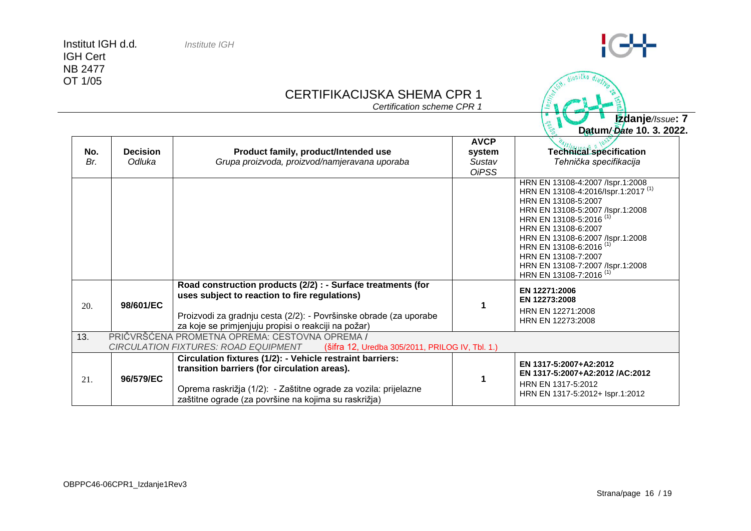Institut IGH d.d. *Institute IGH*
IGH Cert
NB 2477
OT 1/05

# CERTIFIKACIJSKA SHEMA CPR 1

*Certification scheme CPR 1*

**Izdanje**/*Issue*: **7**
**Datum**/*Date* **10. 3. 2022.**

| **No.** *Br.* | **Decision** *Odluka* | **Product family, product/Intended use** *Grupa proizvoda, proizvod/namjeravana uporaba* | **AVCP system** *Sustav OiPSS* | **Technical specification** *Tehnička specifikacija* |
|---|---|---|---|---|
| | | | | HRN EN 13108-4:2007 /Ispr.1:2008<br>HRN EN 13108-4:2016/Ispr.1:2017 [(1)]<br>HRN EN 13108-5:2007<br>HRN EN 13108-5:2007 /Ispr.1:2008<br>HRN EN 13108-5:2016 [(1)]<br>HRN EN 13108-6:2007<br>HRN EN 13108-6:2007 /Ispr.1:2008<br>HRN EN 13108-6:2016 [(1)]<br>HRN EN 13108-7:2007<br>HRN EN 13108-7:2007 /Ispr.1:2008<br>HRN EN 13108-7:2016 [(1)] |
| 20. | **98/601/EC** | **Road construction products (2/2) : - Surface treatments (for uses subject to reaction to fire regulations)**<br><br>Proizvodi za gradnju cesta (2/2): - Površinske obrade (za uporabe za koje se primjenjuju propisi o reakciji na požar) | **1** | **EN 12271:2006**<br>**EN 12273:2008**<br>HRN EN 12271:2008<br>HRN EN 12273:2008 |
| 13. | PRIČVRŠĆENA PROMETNA OPREMA: CESTOVNA OPREMA / *CIRCULATION FIXTURES: ROAD EQUIPMENT* (šifra 12, Uredba 305/2011, PRILOG IV, Tbl. 1.) | | | |
| 21. | **96/579/EC** | **Circulation fixtures (1/2): - Vehicle restraint barriers: transition barriers (for circulation areas).**<br><br>Oprema raskrižja (1/2): - Zaštitne ograde za vozila: prijelazne zaštitne ograde (za površine na kojima su raskrižja) | **1** | **EN 1317-5:2007+A2:2012**<br>**EN 1317-5:2007+A2:2012 /AC:2012**<br>HRN EN 1317-5:2012<br>HRN EN 1317-5:2012+ Ispr.1:2012 |

OBPPC46-06CPR1_Izdanje1Rev3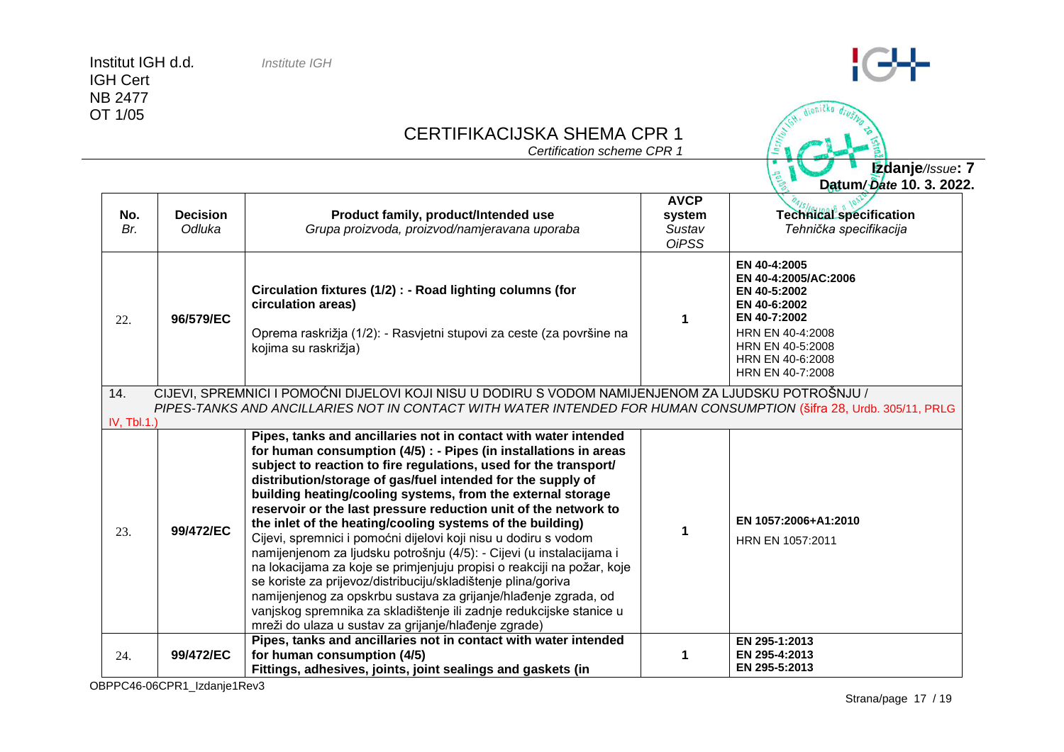# CERTIFIKACIJSKA SHEMA CPR 1

*Certification scheme CPR 1*

**Izdanje**/*Issue*: **7**
**Datum**/*Date* **10. 3. 2022.**

| No. *Br.* | Decision *Odluka* | Product family, product/Intended use *Grupa proizvoda, proizvod/namjeravana uporaba* | AVCP system *Sustav OiPSS* | Technical specification *Tehnička specifikacija* |
|---|---|---|---|---|
| 22. | **96/579/EC** | **Circulation fixtures (1/2) : - Road lighting columns (for circulation areas)** Oprema raskrižja (1/2): - Rasvjetni stupovi za ceste (za površine na kojima su raskrižja) | **1** | **EN 40-4:2005** **EN 40-4:2005/AC:2006** **EN 40-5:2002** **EN 40-6:2002** **EN 40-7:2002** HRN EN 40-4:2008 HRN EN 40-5:2008 HRN EN 40-6:2008 HRN EN 40-7:2008 |
| 14. | CIJEVI, SPREMNICI I POMOĆNI DIJELOVI KOJI NISU U DODIRU S VODOM NAMIJENJENOM ZA LJUDSKU POTROŠNJU / *PIPES-TANKS AND ANCILLARIES NOT IN CONTACT WITH WATER INTENDED FOR HUMAN CONSUMPTION* (šifra 28, Urdb. 305/11, PRLG IV, Tbl.1.) | | | |
| 23. | **99/472/EC** | **Pipes, tanks and ancillaries not in contact with water intended for human consumption (4/5) : - Pipes (in installations in areas subject to reaction to fire regulations, used for the transport/ distribution/storage of gas/fuel intended for the supply of building heating/cooling systems, from the external storage reservoir or the last pressure reduction unit of the network to the inlet of the heating/cooling systems of the building)** Cijevi, spremnici i pomoćni dijelovi koji nisu u dodiru s vodom namijenjenom za ljudsku potrošnju (4/5): - Cijevi (u instalacijama i na lokacijama za koje se primjenjuju propisi o reakciji na požar, koje se koriste za prijevoz/distribuciju/skladištenje plina/goriva namijenjenog za opskrbu sustava za grijanje/hlađenje zgrada, od vanjskog spremnika za skladištenje ili zadnje redukcijske stanice u mreži do ulaza u sustav za grijanje/hlađenje zgrade) | **1** | **EN 1057:2006+A1:2010** HRN EN 1057:2011 |
| 24. | **99/472/EC** | **Pipes, tanks and ancillaries not in contact with water intended for human consumption (4/5)** **Fittings, adhesives, joints, joint sealings and gaskets (in** | **1** | **EN 295-1:2013** **EN 295-4:2013** **EN 295-5:2013** |

OBPPC46-06CPR1_Izdanje1Rev3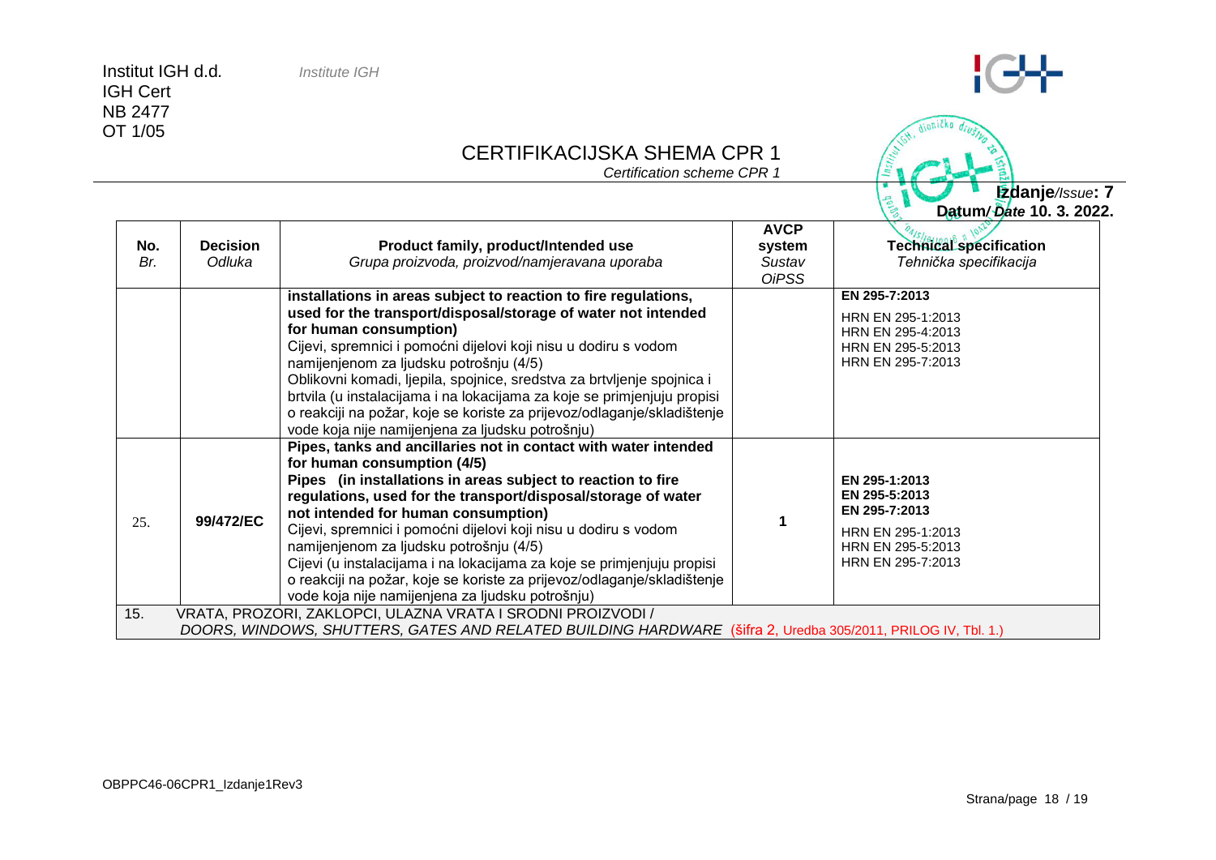Institut IGH d.d. *Institute IGH*
IGH Cert
NB 2477
OT 1/05

# CERTIFIKACIJSKA SHEMA CPR 1

*Certification scheme CPR 1*

**Izdanje**/*Issue*: **7**
**Datum**/*Date* **10. 3. 2022.**

| **No.** *Br.* | **Decision** *Odluka* | **Product family, product/Intended use** *Grupa proizvoda, proizvod/namjeravana uporaba* | **AVCP system** *Sustav OiPSS* | **Technical specification** *Tehnička specifikacija* |
|---|---|---|---|---|
| | | **installations in areas subject to reaction to fire regulations, used for the transport/disposal/storage of water not intended for human consumption)** Cijevi, spremnici i pomoćni dijelovi koji nisu u dodiru s vodom namijenjenom za ljudsku potrošnju (4/5) Oblikovni komadi, ljepila, spojnice, sredstva za brtvljenje spojnica i brtvila (u instalacijama i na lokacijama za koje se primjenjuju propisi o reakciji na požar, koje se koriste za prijevoz/odlaganje/skladištenje vode koja nije namijenjena za ljudsku potrošnju) | | **EN 295-7:2013** HRN EN 295-1:2013 HRN EN 295-4:2013 HRN EN 295-5:2013 HRN EN 295-7:2013 |
| 25. | **99/472/EC** | **Pipes, tanks and ancillaries not in contact with water intended for human consumption (4/5)** **Pipes (in installations in areas subject to reaction to fire regulations, used for the transport/disposal/storage of water not intended for human consumption)** Cijevi, spremnici i pomoćni dijelovi koji nisu u dodiru s vodom namijenjenom za ljudsku potrošnju (4/5) Cijevi (u instalacijama i na lokacijama za koje se primjenjuju propisi o reakciji na požar, koje se koriste za prijevoz/odlaganje/skladištenje vode koja nije namijenjena za ljudsku potrošnju) | **1** | **EN 295-1:2013** **EN 295-5:2013** **EN 295-7:2013** HRN EN 295-1:2013 HRN EN 295-5:2013 HRN EN 295-7:2013 |
| 15. | VRATA, PROZORI, ZAKLOPCI, ULAZNA VRATA I SRODNI PROIZVODI / *DOORS, WINDOWS, SHUTTERS, GATES AND RELATED BUILDING HARDWARE* (šifra 2, Uredba 305/2011, PRILOG IV, Tbl. 1.) | | | |

OBPPC46-06CPR1_Izdanje1Rev3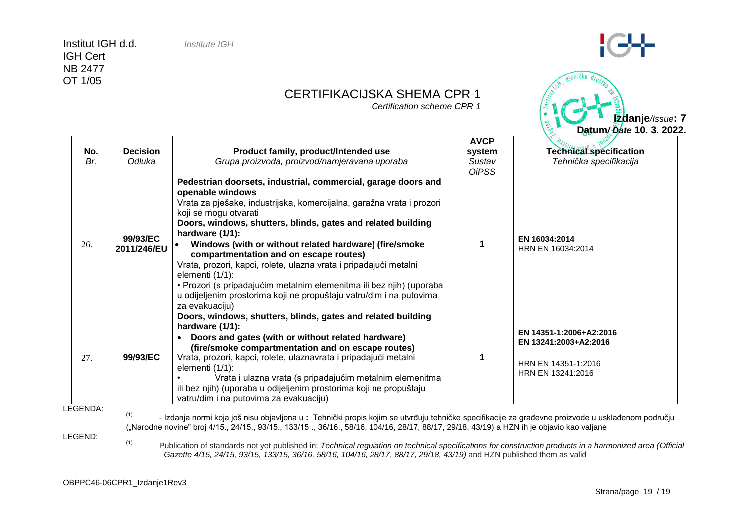| No. *Br.* | Decision *Odluka* | Product family, product/Intended use *Grupa proizvoda, proizvod/namjeravana uporaba* | AVCP system *Sustav OiPSS* | Technical specification *Tehnička specifikacija* |
|---|---|---|---|---|
| 26. | **99/93/EC 2011/246/EU** | **Pedestrian doorsets, industrial, commercial, garage doors and openable windows** Vrata za pješake, industrijska, komercijalna, garažna vrata i prozori koji se mogu otvarati **Doors, windows, shutters, blinds, gates and related building hardware (1/1):** • **Windows (with or without related hardware) (fire/smoke compartmentation and on escape routes)** Vrata, prozori, kapci, rolete, ulazna vrata i pripadajući metalni elementi (1/1): • Prozori (s pripadajućim metalnim elemenitma ili bez njih) (uporaba u odijeljenim prostorima koji ne propuštaju vatru/dim i na putovima za evakuaciju) | **1** | **EN 16034:2014** HRN EN 16034:2014 |
| 27. | **99/93/EC** | **Doors, windows, shutters, blinds, gates and related building hardware (1/1):** • **Doors and gates (with or without related hardware) (fire/smoke compartmentation and on escape routes)** Vrata, prozori, kapci, rolete, ulaznavrata i pripadajući metalni elementi (1/1): • Vrata i ulazna vrata (s pripadajućim metalnim elemenitma ili bez njih) (uporaba u odijeljenim prostorima koji ne propuštaju vatru/dim i na putovima za evakuaciju) | **1** | **EN 14351-1:2006+A2:2016** **EN 13241:2003+A2:2016** HRN EN 14351-1:2016 HRN EN 13241:2016 |

LEGENDA:

[(1)] - Izdanja normi koja još nisu objavljena u **:** Tehnički propis kojim se utvrđuju tehničke specifikacije za građevne proizvode u usklađenom području („Narodne novine" broj 4/15., 24/15., 93/15., 133/15 ., 36/16., 58/16, 104/16, 28/17, 88/17, 29/18, 43/19) a HZN ih je objavio kao valjane

LEGEND:

[(1)] Publication of standards not yet published in: *Technical regulation on technical specifications for construction products in a harmonized area (Official Gazette 4/15, 24/15, 93/15, 133/15, 36/16, 58/16, 104/16, 28/17, 88/17, 29/18, 43/19)* and HZN published them as valid